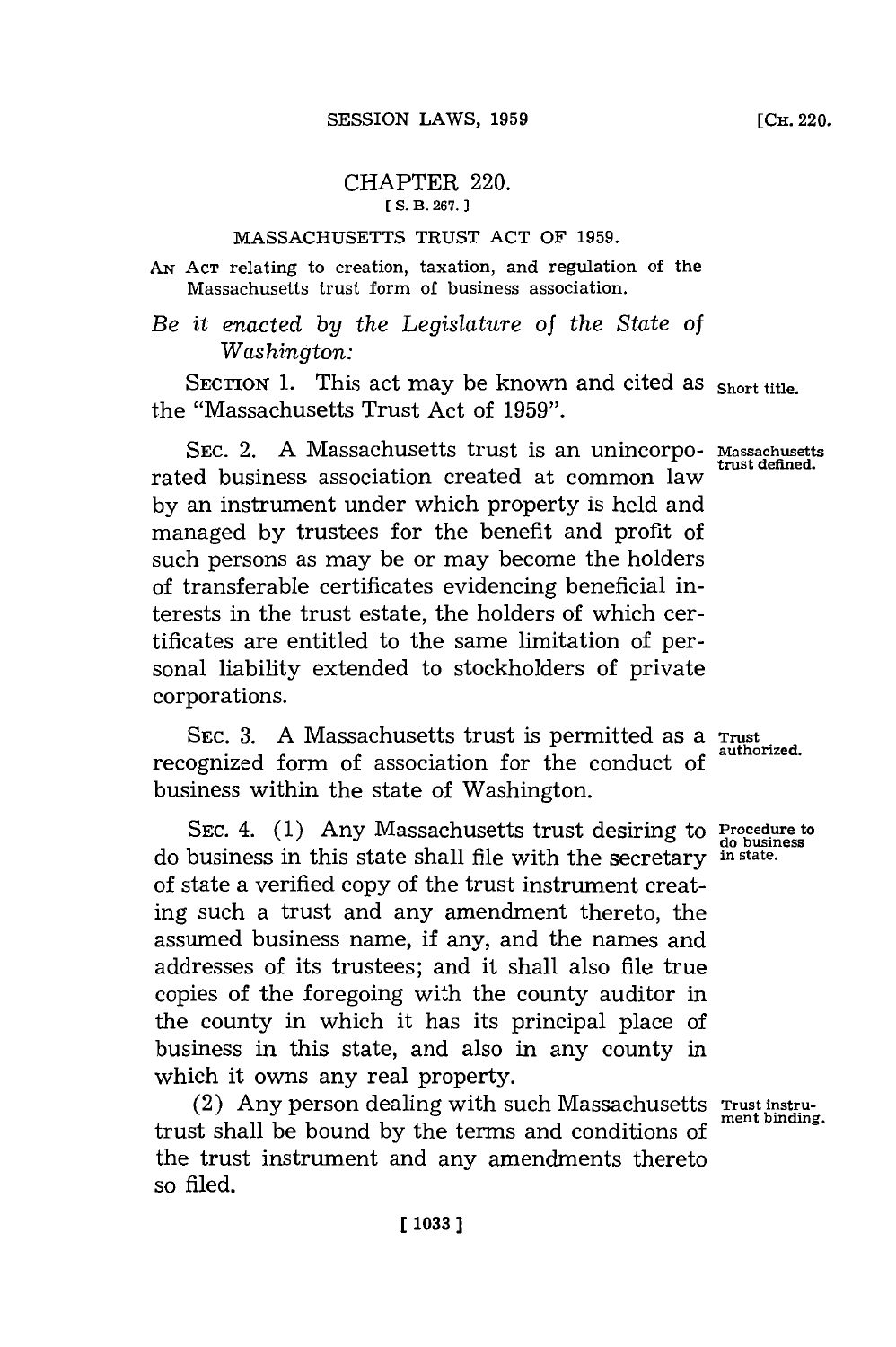# CHAPTER 220.

[S. B. 267.]

## MASSACHUSETTS TRUST ACT OF 1959.

AN ACT relating to creation, taxation, and regulation of the Massachusetts trust form of business association.

*Be it enacted by the Legislature of the State of Washington:*

SECTION 1. This act may be known and cited as the "Massachusetts Trust Act of 1959". **Short title.**

SEC. 2. A Massachusetts trust is an unincorporated business association created at common law by an instrument under which property is held and managed by trustees for the benefit and profit of such persons as may be or may become the holders of transferable certificates evidencing beneficial interests in the trust estate, the holders of which certificates are entitled to the same limitation of personal liability extended to stockholders of private corporations. **Massachusetts trust defined.**

SEC. 3. A Massachusetts trust is permitted as a recognized form of association for the conduct of business within the state of Washington. **Trust authorized.**

SEC. 4. (1) Any Massachusetts trust desiring to do business in this state shall file with the secretary of state a verified copy of the trust instrument creating such a trust and any amendment thereto, the assumed business name, if any, and the names and addresses of its trustees; and it shall also file true copies of the foregoing with the county auditor in the county in which it has its principal place of business in this state, and also in any county in which it owns any real property. **Procedure to do business in state.**

(2) Any person dealing with such Massachusetts trust shall be bound by the terms and conditions of the trust instrument and any amendments thereto so filed. **Trust instrument binding.**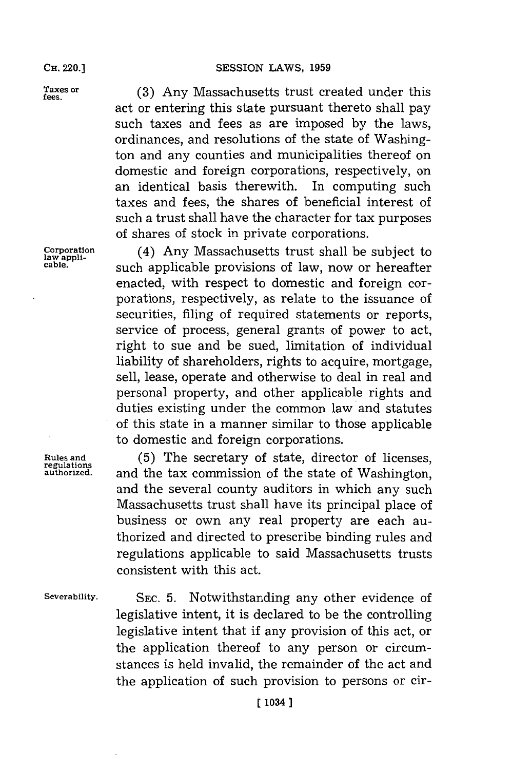**Taxes or fees.** (3) Any Massachusetts trust created under this act or entering this state pursuant thereto shall pay such taxes and fees as are imposed by the laws, ordinances, and resolutions of the state of Washington and any counties and municipalities thereof on domestic and foreign corporations, respectively, on an identical basis therewith. In computing such taxes and fees, the shares of beneficial interest of such a trust shall have the character for tax purposes of shares of stock in private corporations.

**Corporation law applicable.** (4) Any Massachusetts trust shall be subject to such applicable provisions of law, now or hereafter enacted, with respect to domestic and foreign corporations, respectively, as relate to the issuance of securities, filing of required statements or reports, service of process, general grants of power to act, right to sue and be sued, limitation of individual liability of shareholders, rights to acquire, mortgage, sell, lease, operate and otherwise to deal in real and personal property, and other applicable rights and duties existing under the common law and statutes of this state in a manner similar to those applicable to domestic and foreign corporations.

**Rules and regulations authorized.** (5) The secretary of state, director of licenses, and the tax commission of the state of Washington, and the several county auditors in which any such Massachusetts trust shall have its principal place of business or own any real property are each authorized and directed to prescribe binding rules and regulations applicable to said Massachusetts trusts consistent with this act.

**Severability.** SEC. 5. Notwithstanding any other evidence of legislative intent, it is declared to be the controlling legislative intent that if any provision of this act, or the application thereof to any person or circumstances is held invalid, the remainder of the act and the application of such provision to persons or cir-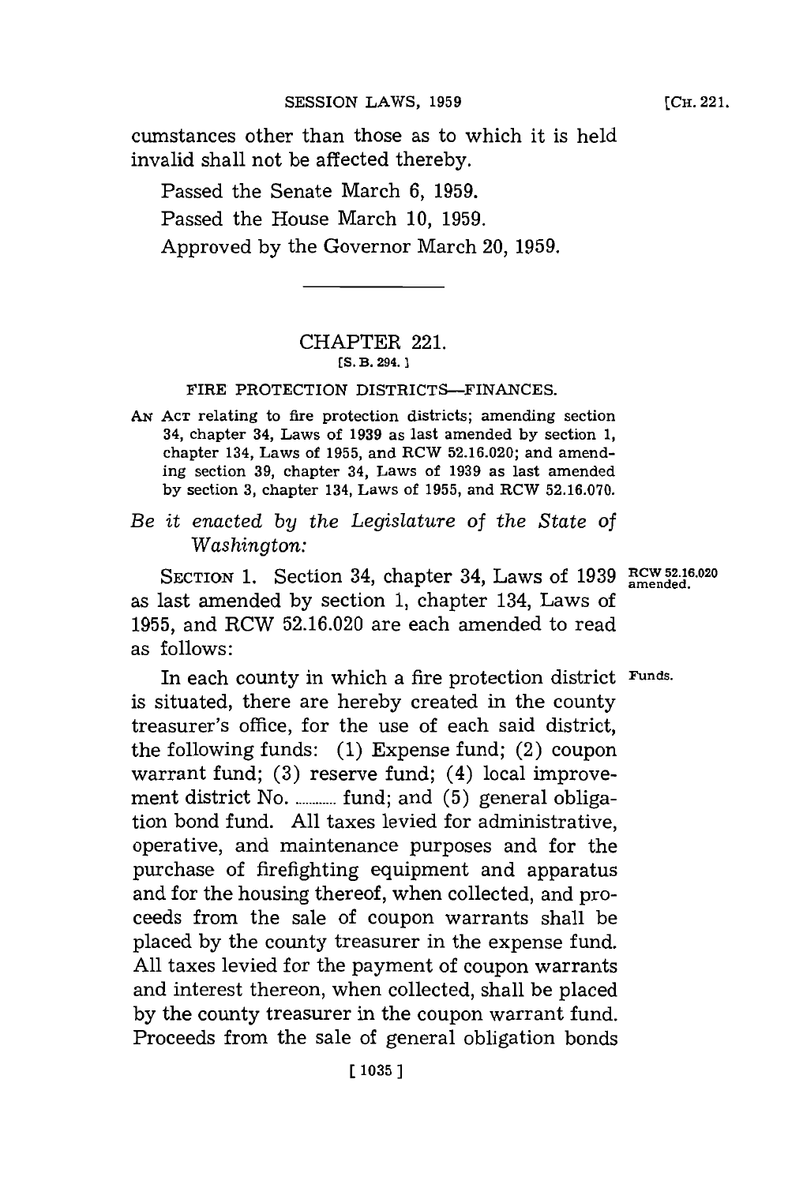cumstances other than those as to which it is held invalid shall not be affected thereby.

Passed the Senate March 6, 1959.

Passed the House March 10, 1959.

Approved by the Governor March 20, 1959.

---

## CHAPTER 221.

[S. B. 294.]

### FIRE PROTECTION DISTRICTS—FINANCES.

AN ACT relating to fire protection districts; amending section 34, chapter 34, Laws of 1939 as last amended by section 1, chapter 134, Laws of 1955, and RCW 52.16.020; and amending section 39, chapter 34, Laws of 1939 as last amended by section 3, chapter 134, Laws of 1955, and RCW 52.16.070.

*Be it enacted by the Legislature of the State of Washington:*

SECTION 1. Section 34, chapter 34, Laws of 1939 as last amended by section 1, chapter 134, Laws of 1955, and RCW 52.16.020 are each amended to read as follows:

**RCW 52.16.020 amended.**

In each county in which a fire protection district is situated, there are hereby created in the county treasurer's office, for the use of each said district, the following funds: (1) Expense fund; (2) coupon warrant fund; (3) reserve fund; (4) local improvement district No. .......... fund; and (5) general obligation bond fund. All taxes levied for administrative, operative, and maintenance purposes and for the purchase of firefighting equipment and apparatus and for the housing thereof, when collected, and proceeds from the sale of coupon warrants shall be placed by the county treasurer in the expense fund. All taxes levied for the payment of coupon warrants and interest thereon, when collected, shall be placed by the county treasurer in the coupon warrant fund. Proceeds from the sale of general obligation bonds

**Funds.**